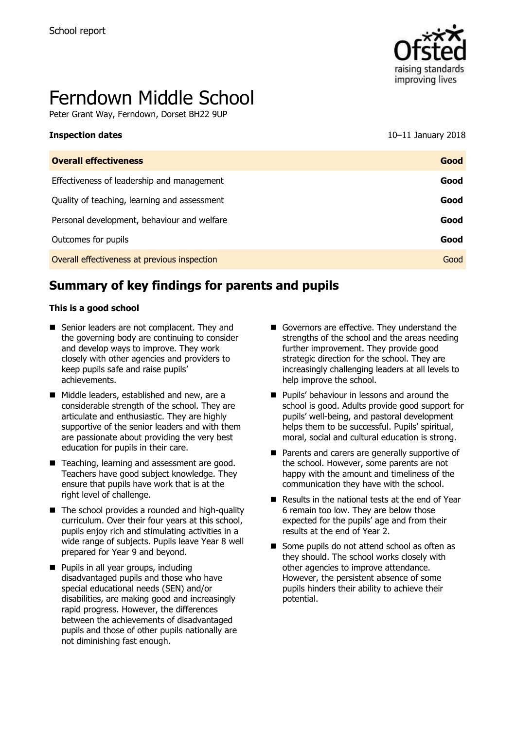School report

# Ferndown Middle School

Peter Grant Way, Ferndown, Dorset BH22 9UP

| **Inspection dates** | 10–11 January 2018 |
| --- | --- |
| **Overall effectiveness** | **Good** |
| Effectiveness of leadership and management | **Good** |
| Quality of teaching, learning and assessment | **Good** |
| Personal development, behaviour and welfare | **Good** |
| Outcomes for pupils | **Good** |
| Overall effectiveness at previous inspection | Good |

## Summary of key findings for parents and pupils

**This is a good school**

- Senior leaders are not complacent. They and the governing body are continuing to consider and develop ways to improve. They work closely with other agencies and providers to keep pupils safe and raise pupils' achievements.
- Middle leaders, established and new, are a considerable strength of the school. They are articulate and enthusiastic. They are highly supportive of the senior leaders and with them are passionate about providing the very best education for pupils in their care.
- Teaching, learning and assessment are good. Teachers have good subject knowledge. They ensure that pupils have work that is at the right level of challenge.
- The school provides a rounded and high-quality curriculum. Over their four years at this school, pupils enjoy rich and stimulating activities in a wide range of subjects. Pupils leave Year 8 well prepared for Year 9 and beyond.
- Pupils in all year groups, including disadvantaged pupils and those who have special educational needs (SEN) and/or disabilities, are making good and increasingly rapid progress. However, the differences between the achievements of disadvantaged pupils and those of other pupils nationally are not diminishing fast enough.
- Governors are effective. They understand the strengths of the school and the areas needing further improvement. They provide good strategic direction for the school. They are increasingly challenging leaders at all levels to help improve the school.
- Pupils' behaviour in lessons and around the school is good. Adults provide good support for pupils' well-being, and pastoral development helps them to be successful. Pupils' spiritual, moral, social and cultural education is strong.
- Parents and carers are generally supportive of the school. However, some parents are not happy with the amount and timeliness of the communication they have with the school.
- Results in the national tests at the end of Year 6 remain too low. They are below those expected for the pupils' age and from their results at the end of Year 2.
- Some pupils do not attend school as often as they should. The school works closely with other agencies to improve attendance. However, the persistent absence of some pupils hinders their ability to achieve their potential.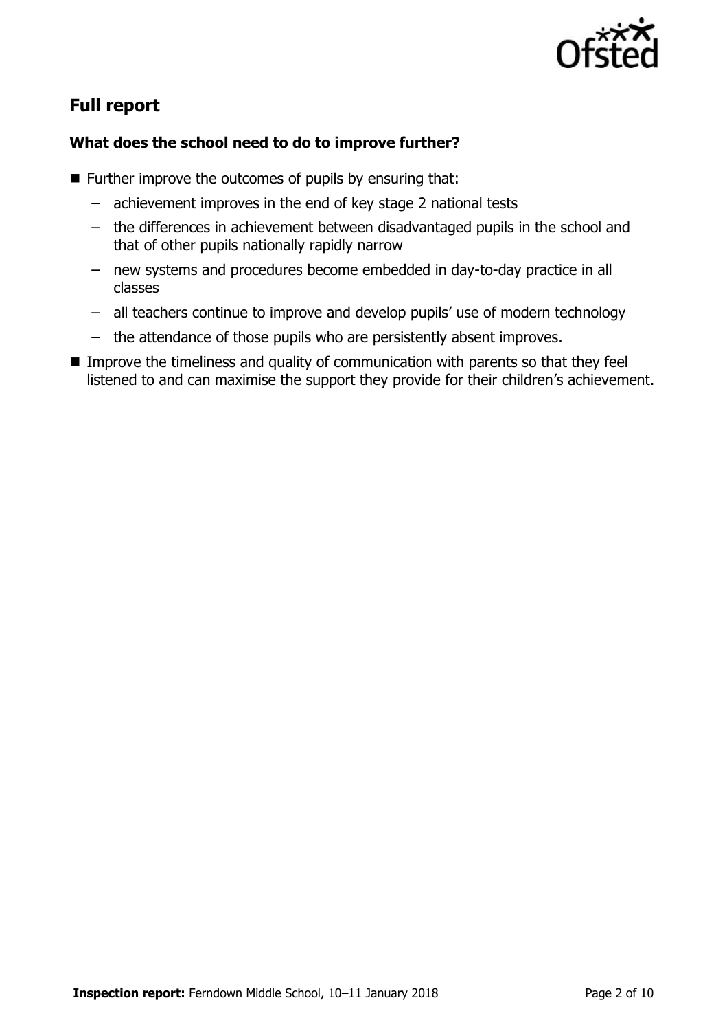## Full report

### What does the school need to do to improve further?

- Further improve the outcomes of pupils by ensuring that:
  - achievement improves in the end of key stage 2 national tests
  - the differences in achievement between disadvantaged pupils in the school and that of other pupils nationally rapidly narrow
  - new systems and procedures become embedded in day-to-day practice in all classes
  - all teachers continue to improve and develop pupils' use of modern technology
  - the attendance of those pupils who are persistently absent improves.
- Improve the timeliness and quality of communication with parents so that they feel listened to and can maximise the support they provide for their children's achievement.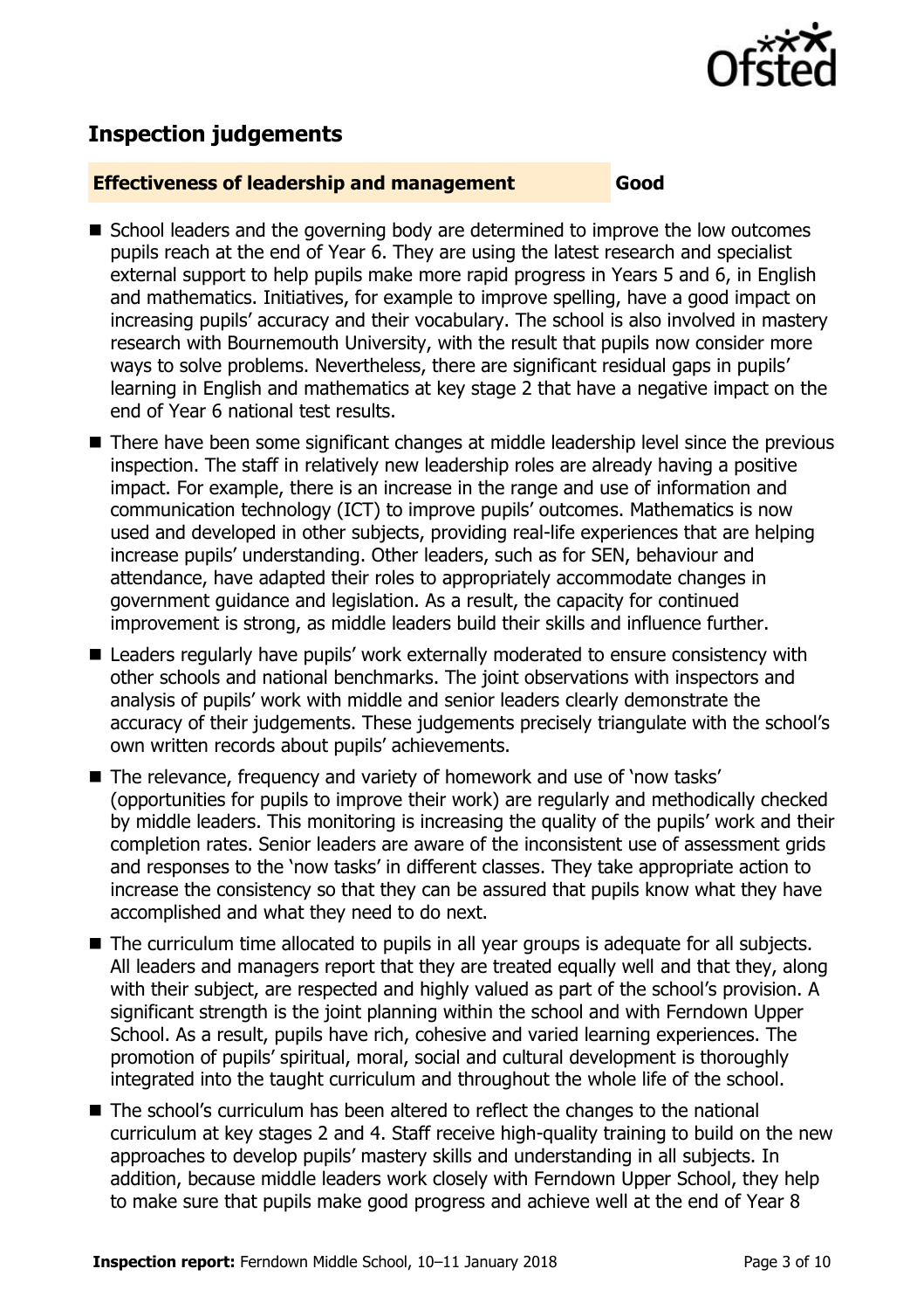## Inspection judgements

**Effectiveness of leadership and management** **Good**

- School leaders and the governing body are determined to improve the low outcomes pupils reach at the end of Year 6. They are using the latest research and specialist external support to help pupils make more rapid progress in Years 5 and 6, in English and mathematics. Initiatives, for example to improve spelling, have a good impact on increasing pupils' accuracy and their vocabulary. The school is also involved in mastery research with Bournemouth University, with the result that pupils now consider more ways to solve problems. Nevertheless, there are significant residual gaps in pupils' learning in English and mathematics at key stage 2 that have a negative impact on the end of Year 6 national test results.
- There have been some significant changes at middle leadership level since the previous inspection. The staff in relatively new leadership roles are already having a positive impact. For example, there is an increase in the range and use of information and communication technology (ICT) to improve pupils' outcomes. Mathematics is now used and developed in other subjects, providing real-life experiences that are helping increase pupils' understanding. Other leaders, such as for SEN, behaviour and attendance, have adapted their roles to appropriately accommodate changes in government guidance and legislation. As a result, the capacity for continued improvement is strong, as middle leaders build their skills and influence further.
- Leaders regularly have pupils' work externally moderated to ensure consistency with other schools and national benchmarks. The joint observations with inspectors and analysis of pupils' work with middle and senior leaders clearly demonstrate the accuracy of their judgements. These judgements precisely triangulate with the school's own written records about pupils' achievements.
- The relevance, frequency and variety of homework and use of 'now tasks' (opportunities for pupils to improve their work) are regularly and methodically checked by middle leaders. This monitoring is increasing the quality of the pupils' work and their completion rates. Senior leaders are aware of the inconsistent use of assessment grids and responses to the 'now tasks' in different classes. They take appropriate action to increase the consistency so that they can be assured that pupils know what they have accomplished and what they need to do next.
- The curriculum time allocated to pupils in all year groups is adequate for all subjects. All leaders and managers report that they are treated equally well and that they, along with their subject, are respected and highly valued as part of the school's provision. A significant strength is the joint planning within the school and with Ferndown Upper School. As a result, pupils have rich, cohesive and varied learning experiences. The promotion of pupils' spiritual, moral, social and cultural development is thoroughly integrated into the taught curriculum and throughout the whole life of the school.
- The school's curriculum has been altered to reflect the changes to the national curriculum at key stages 2 and 4. Staff receive high-quality training to build on the new approaches to develop pupils' mastery skills and understanding in all subjects. In addition, because middle leaders work closely with Ferndown Upper School, they help to make sure that pupils make good progress and achieve well at the end of Year 8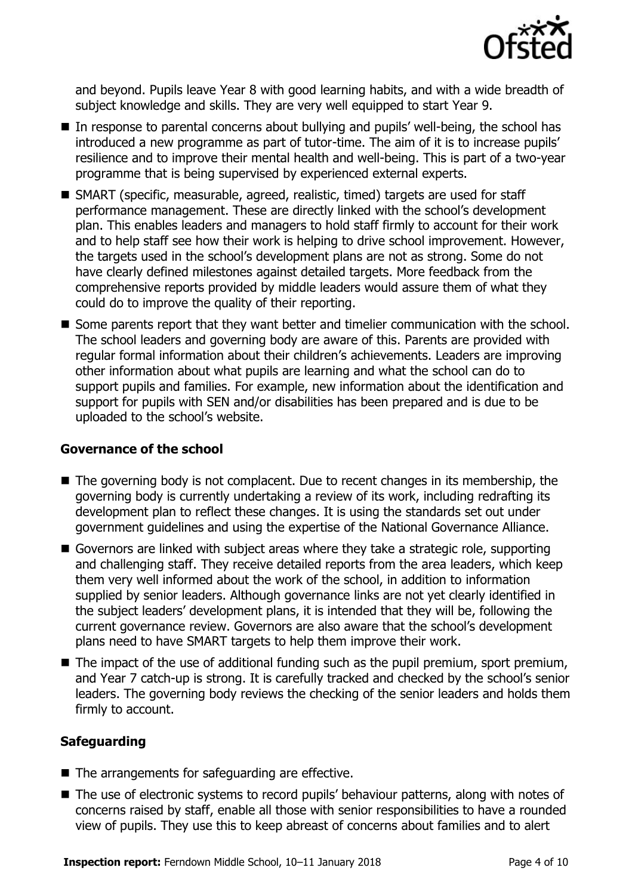and beyond. Pupils leave Year 8 with good learning habits, and with a wide breadth of subject knowledge and skills. They are very well equipped to start Year 9.

- In response to parental concerns about bullying and pupils' well-being, the school has introduced a new programme as part of tutor-time. The aim of it is to increase pupils' resilience and to improve their mental health and well-being. This is part of a two-year programme that is being supervised by experienced external experts.
- SMART (specific, measurable, agreed, realistic, timed) targets are used for staff performance management. These are directly linked with the school's development plan. This enables leaders and managers to hold staff firmly to account for their work and to help staff see how their work is helping to drive school improvement. However, the targets used in the school's development plans are not as strong. Some do not have clearly defined milestones against detailed targets. More feedback from the comprehensive reports provided by middle leaders would assure them of what they could do to improve the quality of their reporting.
- Some parents report that they want better and timelier communication with the school. The school leaders and governing body are aware of this. Parents are provided with regular formal information about their children's achievements. Leaders are improving other information about what pupils are learning and what the school can do to support pupils and families. For example, new information about the identification and support for pupils with SEN and/or disabilities has been prepared and is due to be uploaded to the school's website.

### Governance of the school

- The governing body is not complacent. Due to recent changes in its membership, the governing body is currently undertaking a review of its work, including redrafting its development plan to reflect these changes. It is using the standards set out under government guidelines and using the expertise of the National Governance Alliance.
- Governors are linked with subject areas where they take a strategic role, supporting and challenging staff. They receive detailed reports from the area leaders, which keep them very well informed about the work of the school, in addition to information supplied by senior leaders. Although governance links are not yet clearly identified in the subject leaders' development plans, it is intended that they will be, following the current governance review. Governors are also aware that the school's development plans need to have SMART targets to help them improve their work.
- The impact of the use of additional funding such as the pupil premium, sport premium, and Year 7 catch-up is strong. It is carefully tracked and checked by the school's senior leaders. The governing body reviews the checking of the senior leaders and holds them firmly to account.

### Safeguarding

- The arrangements for safeguarding are effective.
- The use of electronic systems to record pupils' behaviour patterns, along with notes of concerns raised by staff, enable all those with senior responsibilities to have a rounded view of pupils. They use this to keep abreast of concerns about families and to alert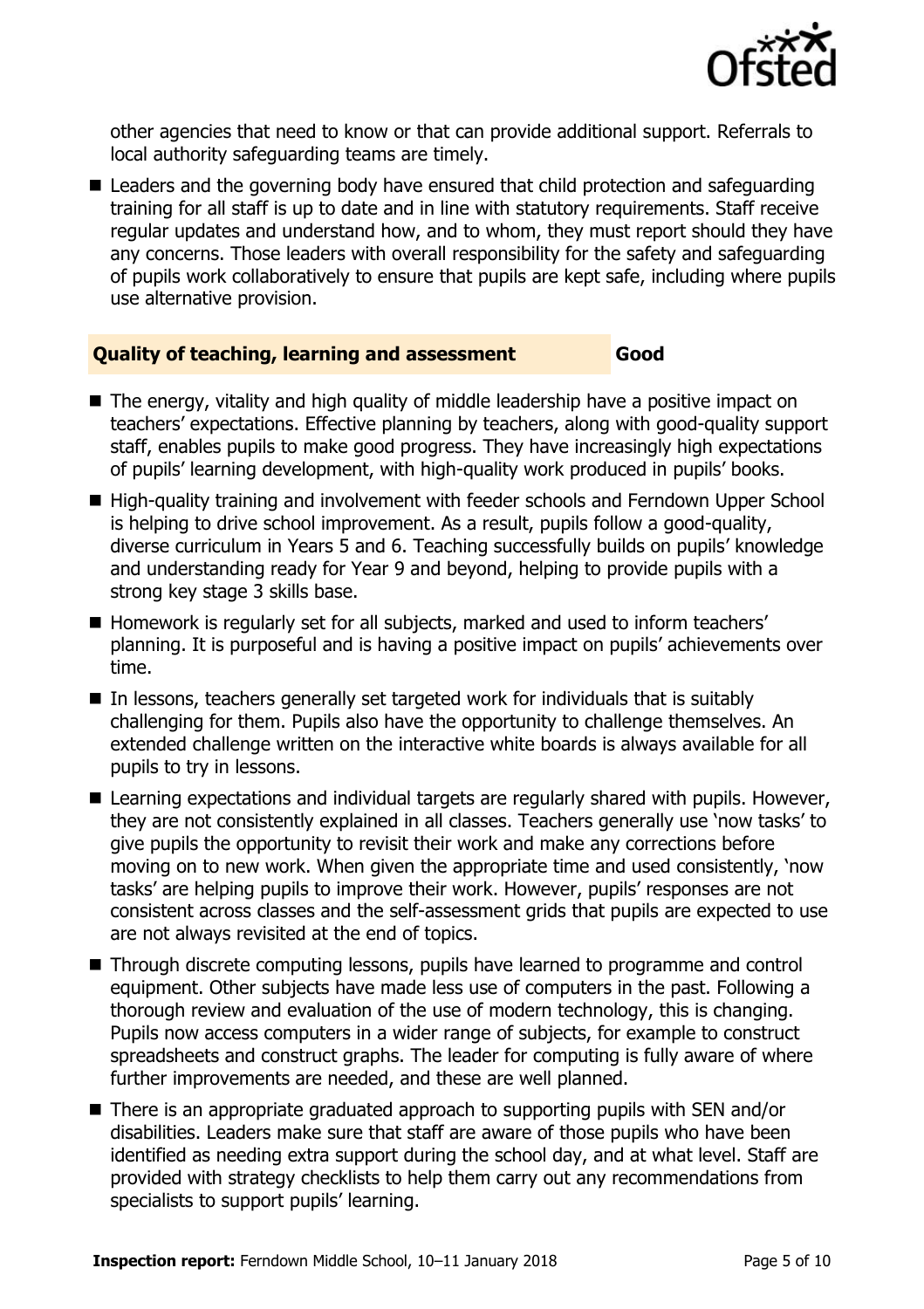other agencies that need to know or that can provide additional support. Referrals to local authority safeguarding teams are timely.

- Leaders and the governing body have ensured that child protection and safeguarding training for all staff is up to date and in line with statutory requirements. Staff receive regular updates and understand how, and to whom, they must report should they have any concerns. Those leaders with overall responsibility for the safety and safeguarding of pupils work collaboratively to ensure that pupils are kept safe, including where pupils use alternative provision.

## Quality of teaching, learning and assessment — Good

- The energy, vitality and high quality of middle leadership have a positive impact on teachers' expectations. Effective planning by teachers, along with good-quality support staff, enables pupils to make good progress. They have increasingly high expectations of pupils' learning development, with high-quality work produced in pupils' books.
- High-quality training and involvement with feeder schools and Ferndown Upper School is helping to drive school improvement. As a result, pupils follow a good-quality, diverse curriculum in Years 5 and 6. Teaching successfully builds on pupils' knowledge and understanding ready for Year 9 and beyond, helping to provide pupils with a strong key stage 3 skills base.
- Homework is regularly set for all subjects, marked and used to inform teachers' planning. It is purposeful and is having a positive impact on pupils' achievements over time.
- In lessons, teachers generally set targeted work for individuals that is suitably challenging for them. Pupils also have the opportunity to challenge themselves. An extended challenge written on the interactive white boards is always available for all pupils to try in lessons.
- Learning expectations and individual targets are regularly shared with pupils. However, they are not consistently explained in all classes. Teachers generally use 'now tasks' to give pupils the opportunity to revisit their work and make any corrections before moving on to new work. When given the appropriate time and used consistently, 'now tasks' are helping pupils to improve their work. However, pupils' responses are not consistent across classes and the self-assessment grids that pupils are expected to use are not always revisited at the end of topics.
- Through discrete computing lessons, pupils have learned to programme and control equipment. Other subjects have made less use of computers in the past. Following a thorough review and evaluation of the use of modern technology, this is changing. Pupils now access computers in a wider range of subjects, for example to construct spreadsheets and construct graphs. The leader for computing is fully aware of where further improvements are needed, and these are well planned.
- There is an appropriate graduated approach to supporting pupils with SEN and/or disabilities. Leaders make sure that staff are aware of those pupils who have been identified as needing extra support during the school day, and at what level. Staff are provided with strategy checklists to help them carry out any recommendations from specialists to support pupils' learning.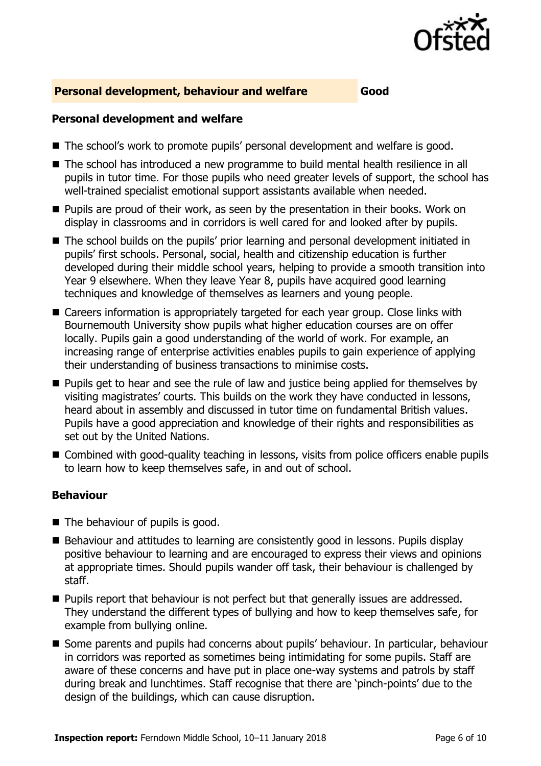## Personal development, behaviour and welfare — Good

### Personal development and welfare

- The school's work to promote pupils' personal development and welfare is good.
- The school has introduced a new programme to build mental health resilience in all pupils in tutor time. For those pupils who need greater levels of support, the school has well-trained specialist emotional support assistants available when needed.
- Pupils are proud of their work, as seen by the presentation in their books. Work on display in classrooms and in corridors is well cared for and looked after by pupils.
- The school builds on the pupils' prior learning and personal development initiated in pupils' first schools. Personal, social, health and citizenship education is further developed during their middle school years, helping to provide a smooth transition into Year 9 elsewhere. When they leave Year 8, pupils have acquired good learning techniques and knowledge of themselves as learners and young people.
- Careers information is appropriately targeted for each year group. Close links with Bournemouth University show pupils what higher education courses are on offer locally. Pupils gain a good understanding of the world of work. For example, an increasing range of enterprise activities enables pupils to gain experience of applying their understanding of business transactions to minimise costs.
- Pupils get to hear and see the rule of law and justice being applied for themselves by visiting magistrates' courts. This builds on the work they have conducted in lessons, heard about in assembly and discussed in tutor time on fundamental British values. Pupils have a good appreciation and knowledge of their rights and responsibilities as set out by the United Nations.
- Combined with good-quality teaching in lessons, visits from police officers enable pupils to learn how to keep themselves safe, in and out of school.

### Behaviour

- The behaviour of pupils is good.
- Behaviour and attitudes to learning are consistently good in lessons. Pupils display positive behaviour to learning and are encouraged to express their views and opinions at appropriate times. Should pupils wander off task, their behaviour is challenged by staff.
- Pupils report that behaviour is not perfect but that generally issues are addressed. They understand the different types of bullying and how to keep themselves safe, for example from bullying online.
- Some parents and pupils had concerns about pupils' behaviour. In particular, behaviour in corridors was reported as sometimes being intimidating for some pupils. Staff are aware of these concerns and have put in place one-way systems and patrols by staff during break and lunchtimes. Staff recognise that there are 'pinch-points' due to the design of the buildings, which can cause disruption.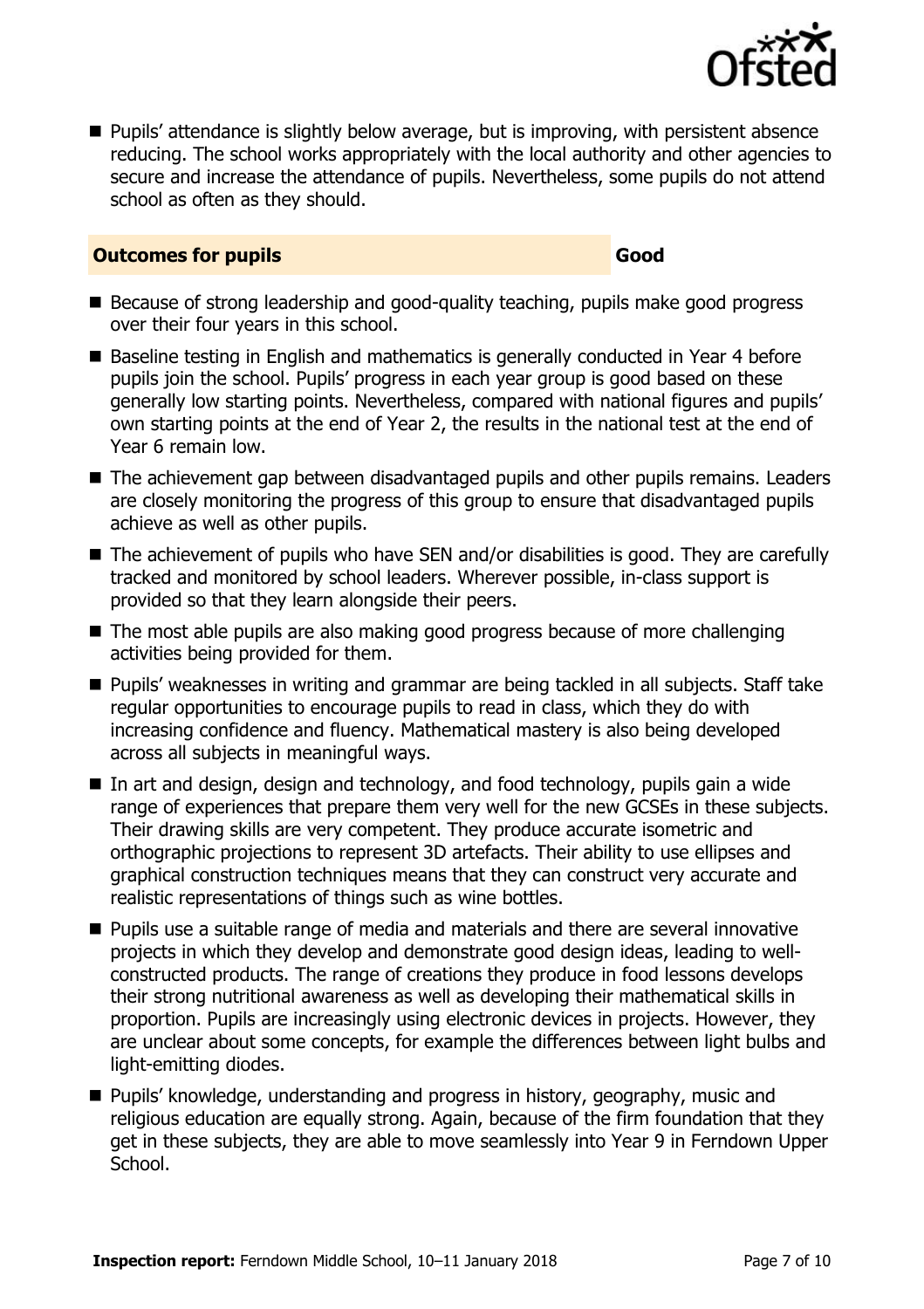- Pupils' attendance is slightly below average, but is improving, with persistent absence reducing. The school works appropriately with the local authority and other agencies to secure and increase the attendance of pupils. Nevertheless, some pupils do not attend school as often as they should.

## Outcomes for pupils — Good

- Because of strong leadership and good-quality teaching, pupils make good progress over their four years in this school.
- Baseline testing in English and mathematics is generally conducted in Year 4 before pupils join the school. Pupils' progress in each year group is good based on these generally low starting points. Nevertheless, compared with national figures and pupils' own starting points at the end of Year 2, the results in the national test at the end of Year 6 remain low.
- The achievement gap between disadvantaged pupils and other pupils remains. Leaders are closely monitoring the progress of this group to ensure that disadvantaged pupils achieve as well as other pupils.
- The achievement of pupils who have SEN and/or disabilities is good. They are carefully tracked and monitored by school leaders. Wherever possible, in-class support is provided so that they learn alongside their peers.
- The most able pupils are also making good progress because of more challenging activities being provided for them.
- Pupils' weaknesses in writing and grammar are being tackled in all subjects. Staff take regular opportunities to encourage pupils to read in class, which they do with increasing confidence and fluency. Mathematical mastery is also being developed across all subjects in meaningful ways.
- In art and design, design and technology, and food technology, pupils gain a wide range of experiences that prepare them very well for the new GCSEs in these subjects. Their drawing skills are very competent. They produce accurate isometric and orthographic projections to represent 3D artefacts. Their ability to use ellipses and graphical construction techniques means that they can construct very accurate and realistic representations of things such as wine bottles.
- Pupils use a suitable range of media and materials and there are several innovative projects in which they develop and demonstrate good design ideas, leading to well-constructed products. The range of creations they produce in food lessons develops their strong nutritional awareness as well as developing their mathematical skills in proportion. Pupils are increasingly using electronic devices in projects. However, they are unclear about some concepts, for example the differences between light bulbs and light-emitting diodes.
- Pupils' knowledge, understanding and progress in history, geography, music and religious education are equally strong. Again, because of the firm foundation that they get in these subjects, they are able to move seamlessly into Year 9 in Ferndown Upper School.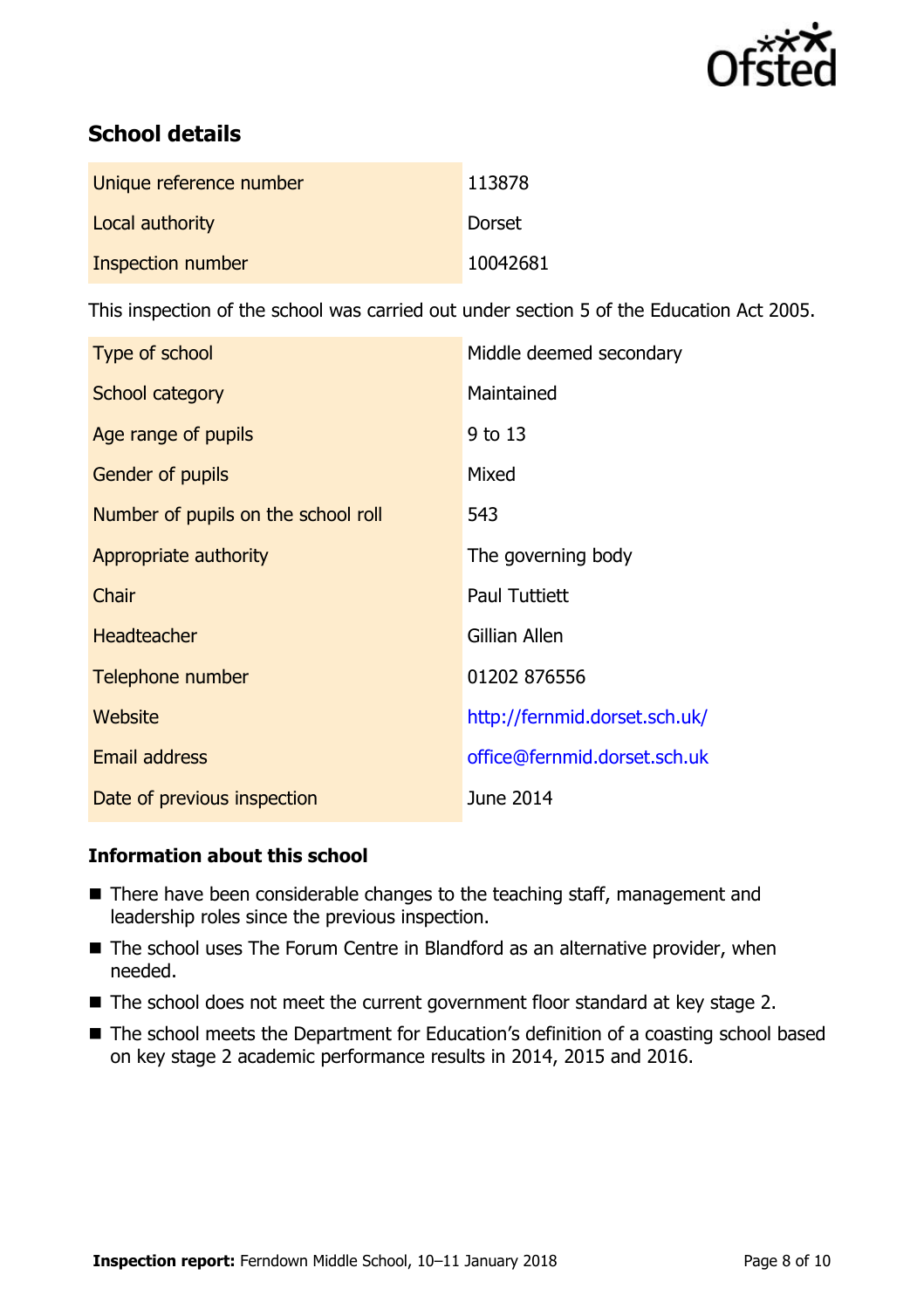## School details

| | |
|---|---|
| Unique reference number | 113878 |
| Local authority | Dorset |
| Inspection number | 10042681 |

This inspection of the school was carried out under section 5 of the Education Act 2005.

| | |
|---|---|
| Type of school | Middle deemed secondary |
| School category | Maintained |
| Age range of pupils | 9 to 13 |
| Gender of pupils | Mixed |
| Number of pupils on the school roll | 543 |
| Appropriate authority | The governing body |
| Chair | Paul Tuttiett |
| Headteacher | Gillian Allen |
| Telephone number | 01202 876556 |
| Website | http://fernmid.dorset.sch.uk/ |
| Email address | office@fernmid.dorset.sch.uk |
| Date of previous inspection | June 2014 |

### Information about this school

- There have been considerable changes to the teaching staff, management and leadership roles since the previous inspection.
- The school uses The Forum Centre in Blandford as an alternative provider, when needed.
- The school does not meet the current government floor standard at key stage 2.
- The school meets the Department for Education's definition of a coasting school based on key stage 2 academic performance results in 2014, 2015 and 2016.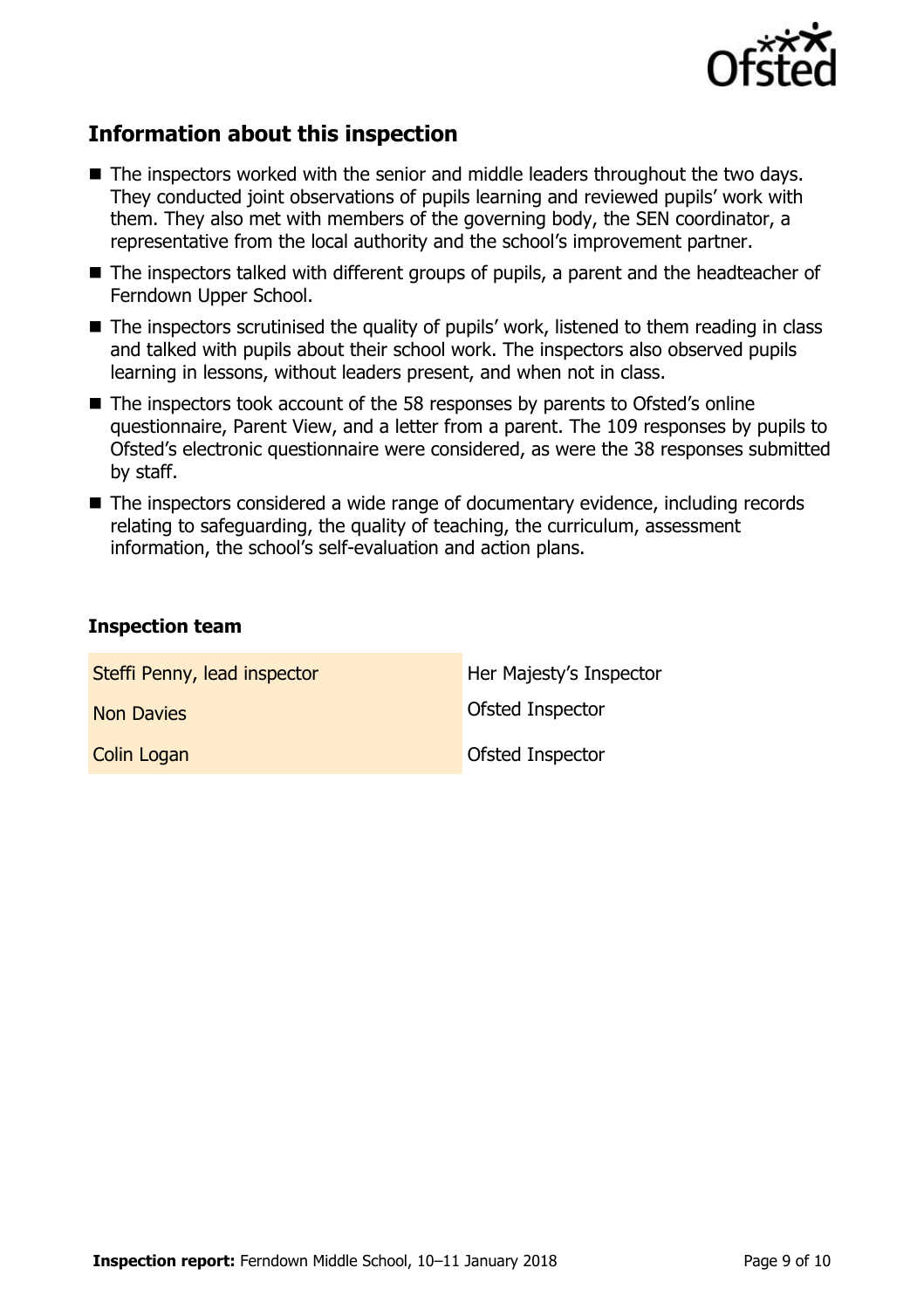## Information about this inspection

- The inspectors worked with the senior and middle leaders throughout the two days. They conducted joint observations of pupils learning and reviewed pupils' work with them. They also met with members of the governing body, the SEN coordinator, a representative from the local authority and the school's improvement partner.
- The inspectors talked with different groups of pupils, a parent and the headteacher of Ferndown Upper School.
- The inspectors scrutinised the quality of pupils' work, listened to them reading in class and talked with pupils about their school work. The inspectors also observed pupils learning in lessons, without leaders present, and when not in class.
- The inspectors took account of the 58 responses by parents to Ofsted's online questionnaire, Parent View, and a letter from a parent. The 109 responses by pupils to Ofsted's electronic questionnaire were considered, as were the 38 responses submitted by staff.
- The inspectors considered a wide range of documentary evidence, including records relating to safeguarding, the quality of teaching, the curriculum, assessment information, the school's self-evaluation and action plans.

### Inspection team

| | |
|---|---|
| Steffi Penny, lead inspector | Her Majesty's Inspector |
| Non Davies | Ofsted Inspector |
| Colin Logan | Ofsted Inspector |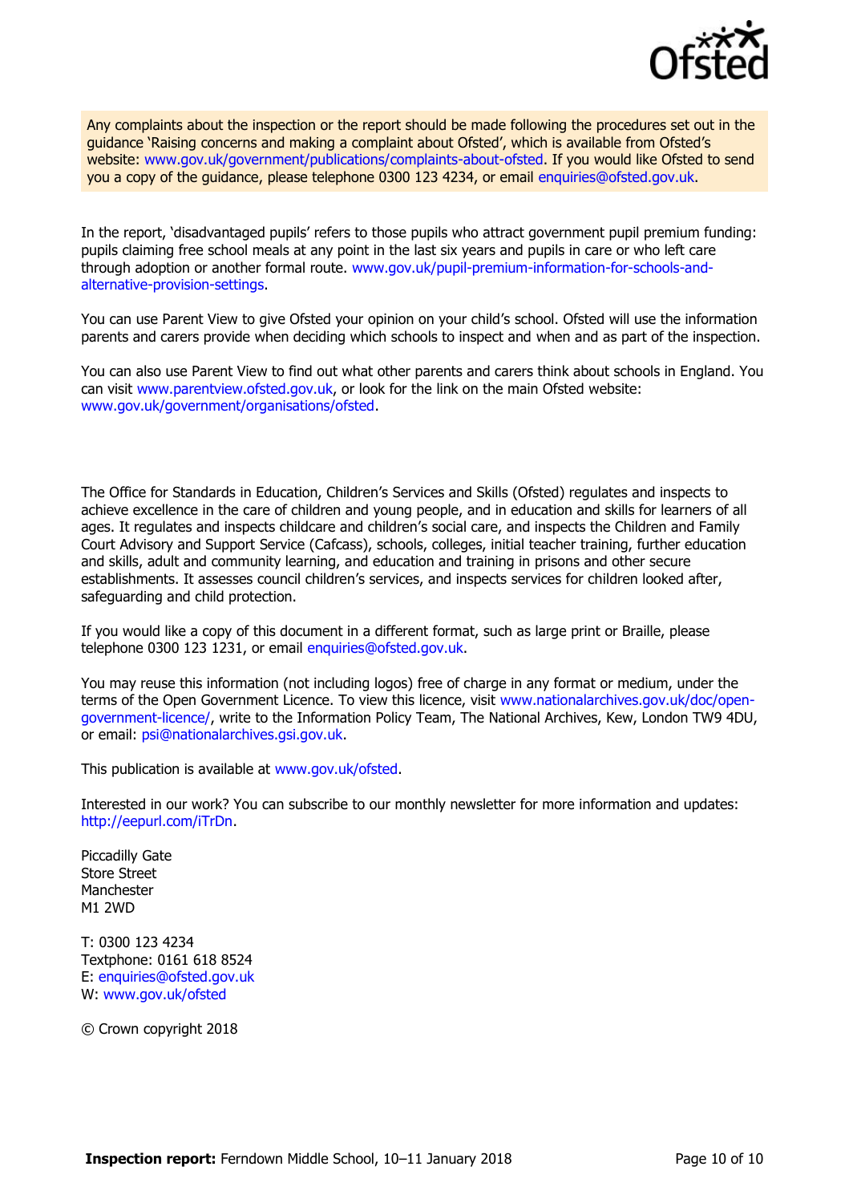Any complaints about the inspection or the report should be made following the procedures set out in the guidance 'Raising concerns and making a complaint about Ofsted', which is available from Ofsted's website: www.gov.uk/government/publications/complaints-about-ofsted. If you would like Ofsted to send you a copy of the guidance, please telephone 0300 123 4234, or email enquiries@ofsted.gov.uk.

In the report, 'disadvantaged pupils' refers to those pupils who attract government pupil premium funding: pupils claiming free school meals at any point in the last six years and pupils in care or who left care through adoption or another formal route. www.gov.uk/pupil-premium-information-for-schools-and-alternative-provision-settings.

You can use Parent View to give Ofsted your opinion on your child's school. Ofsted will use the information parents and carers provide when deciding which schools to inspect and when and as part of the inspection.

You can also use Parent View to find out what other parents and carers think about schools in England. You can visit www.parentview.ofsted.gov.uk, or look for the link on the main Ofsted website: www.gov.uk/government/organisations/ofsted.

The Office for Standards in Education, Children's Services and Skills (Ofsted) regulates and inspects to achieve excellence in the care of children and young people, and in education and skills for learners of all ages. It regulates and inspects childcare and children's social care, and inspects the Children and Family Court Advisory and Support Service (Cafcass), schools, colleges, initial teacher training, further education and skills, adult and community learning, and education and training in prisons and other secure establishments. It assesses council children's services, and inspects services for children looked after, safeguarding and child protection.

If you would like a copy of this document in a different format, such as large print or Braille, please telephone 0300 123 1231, or email enquiries@ofsted.gov.uk.

You may reuse this information (not including logos) free of charge in any format or medium, under the terms of the Open Government Licence. To view this licence, visit www.nationalarchives.gov.uk/doc/open-government-licence/, write to the Information Policy Team, The National Archives, Kew, London TW9 4DU, or email: psi@nationalarchives.gsi.gov.uk.

This publication is available at www.gov.uk/ofsted.

Interested in our work? You can subscribe to our monthly newsletter for more information and updates: http://eepurl.com/iTrDn.

Piccadilly Gate  
Store Street  
Manchester  
M1 2WD

T: 0300 123 4234  
Textphone: 0161 618 8524  
E: enquiries@ofsted.gov.uk  
W: www.gov.uk/ofsted

© Crown copyright 2018